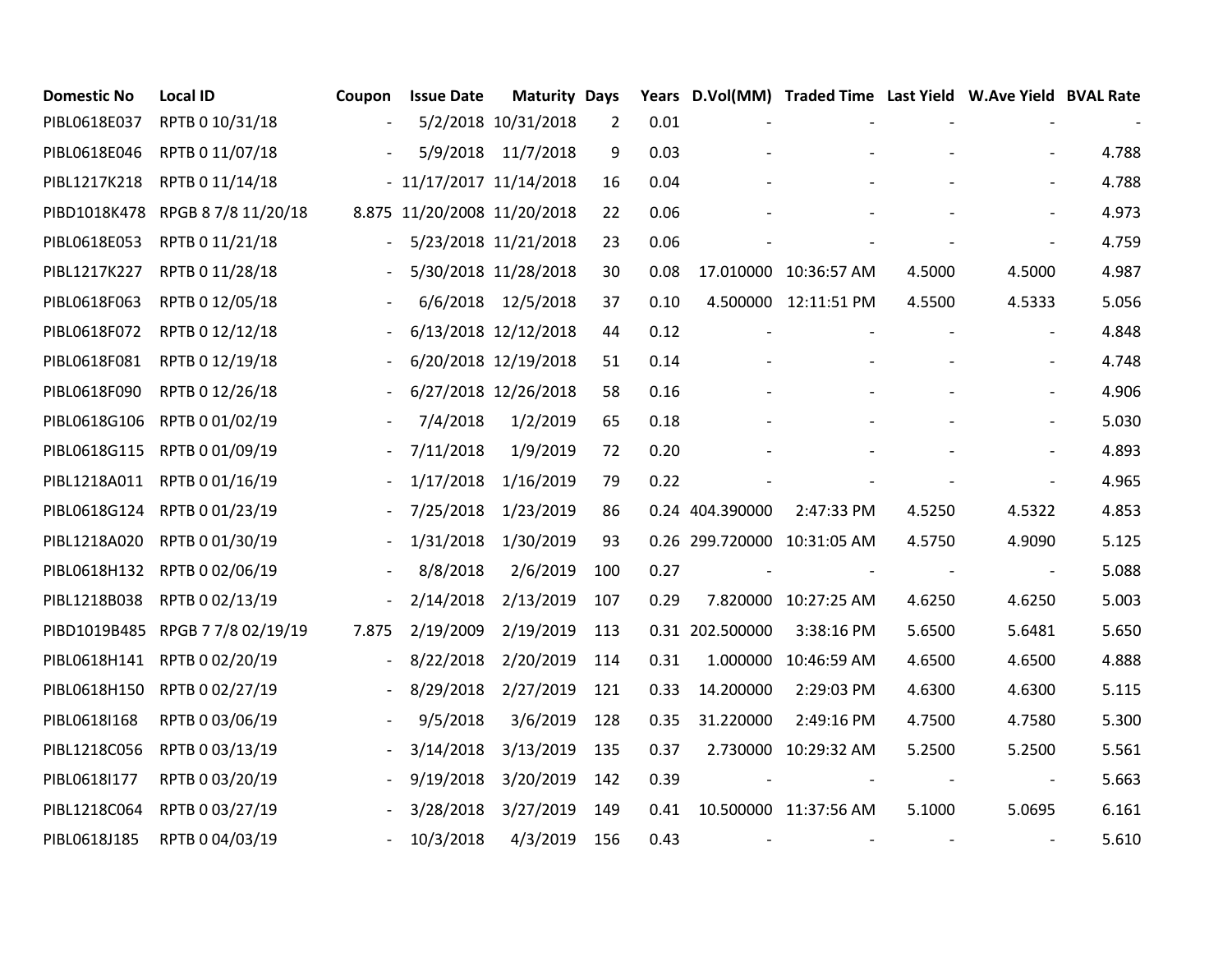| Domestic No | Local ID | Coupon | Issue Date | Maturity | Days | Years | D.Vol(MM) | Traded Time | Last Yield | W.Ave Yield | BVAL Rate |
|---|---|---|---|---|---|---|---|---|---|---|---|
| PIBL0618E037 | RPTB 0 10/31/18 | - | 5/2/2018 | 10/31/2018 | 2 | 0.01 | - | - | - | - | - |
| PIBL0618E046 | RPTB 0 11/07/18 | - | 5/9/2018 | 11/7/2018 | 9 | 0.03 | - | - | - | - | 4.788 |
| PIBL1217K218 | RPTB 0 11/14/18 | - | 11/17/2017 | 11/14/2018 | 16 | 0.04 | - | - | - | - | 4.788 |
| PIBD1018K478 | RPGB 8 7/8 11/20/18 | 8.875 | 11/20/2008 | 11/20/2018 | 22 | 0.06 | - | - | - | - | 4.973 |
| PIBL0618E053 | RPTB 0 11/21/18 | - | 5/23/2018 | 11/21/2018 | 23 | 0.06 | - | - | - | - | 4.759 |
| PIBL1217K227 | RPTB 0 11/28/18 | - | 5/30/2018 | 11/28/2018 | 30 | 0.08 | 17.010000 | 10:36:57 AM | 4.5000 | 4.5000 | 4.987 |
| PIBL0618F063 | RPTB 0 12/05/18 | - | 6/6/2018 | 12/5/2018 | 37 | 0.10 | 4.500000 | 12:11:51 PM | 4.5500 | 4.5333 | 5.056 |
| PIBL0618F072 | RPTB 0 12/12/18 | - | 6/13/2018 | 12/12/2018 | 44 | 0.12 | - | - | - | - | 4.848 |
| PIBL0618F081 | RPTB 0 12/19/18 | - | 6/20/2018 | 12/19/2018 | 51 | 0.14 | - | - | - | - | 4.748 |
| PIBL0618F090 | RPTB 0 12/26/18 | - | 6/27/2018 | 12/26/2018 | 58 | 0.16 | - | - | - | - | 4.906 |
| PIBL0618G106 | RPTB 0 01/02/19 | - | 7/4/2018 | 1/2/2019 | 65 | 0.18 | - | - | - | - | 5.030 |
| PIBL0618G115 | RPTB 0 01/09/19 | - | 7/11/2018 | 1/9/2019 | 72 | 0.20 | - | - | - | - | 4.893 |
| PIBL1218A011 | RPTB 0 01/16/19 | - | 1/17/2018 | 1/16/2019 | 79 | 0.22 | - | - | - | - | 4.965 |
| PIBL0618G124 | RPTB 0 01/23/19 | - | 7/25/2018 | 1/23/2019 | 86 | 0.24 | 404.390000 | 2:47:33 PM | 4.5250 | 4.5322 | 4.853 |
| PIBL1218A020 | RPTB 0 01/30/19 | - | 1/31/2018 | 1/30/2019 | 93 | 0.26 | 299.720000 | 10:31:05 AM | 4.5750 | 4.9090 | 5.125 |
| PIBL0618H132 | RPTB 0 02/06/19 | - | 8/8/2018 | 2/6/2019 | 100 | 0.27 | - | - | - | - | 5.088 |
| PIBL1218B038 | RPTB 0 02/13/19 | - | 2/14/2018 | 2/13/2019 | 107 | 0.29 | 7.820000 | 10:27:25 AM | 4.6250 | 4.6250 | 5.003 |
| PIBD1019B485 | RPGB 7 7/8 02/19/19 | 7.875 | 2/19/2009 | 2/19/2019 | 113 | 0.31 | 202.500000 | 3:38:16 PM | 5.6500 | 5.6481 | 5.650 |
| PIBL0618H141 | RPTB 0 02/20/19 | - | 8/22/2018 | 2/20/2019 | 114 | 0.31 | 1.000000 | 10:46:59 AM | 4.6500 | 4.6500 | 4.888 |
| PIBL0618H150 | RPTB 0 02/27/19 | - | 8/29/2018 | 2/27/2019 | 121 | 0.33 | 14.200000 | 2:29:03 PM | 4.6300 | 4.6300 | 5.115 |
| PIBL0618I168 | RPTB 0 03/06/19 | - | 9/5/2018 | 3/6/2019 | 128 | 0.35 | 31.220000 | 2:49:16 PM | 4.7500 | 4.7580 | 5.300 |
| PIBL1218C056 | RPTB 0 03/13/19 | - | 3/14/2018 | 3/13/2019 | 135 | 0.37 | 2.730000 | 10:29:32 AM | 5.2500 | 5.2500 | 5.561 |
| PIBL0618I177 | RPTB 0 03/20/19 | - | 9/19/2018 | 3/20/2019 | 142 | 0.39 | - | - | - | - | 5.663 |
| PIBL1218C064 | RPTB 0 03/27/19 | - | 3/28/2018 | 3/27/2019 | 149 | 0.41 | 10.500000 | 11:37:56 AM | 5.1000 | 5.0695 | 6.161 |
| PIBL0618J185 | RPTB 0 04/03/19 | - | 10/3/2018 | 4/3/2019 | 156 | 0.43 | - | - | - | - | 5.610 |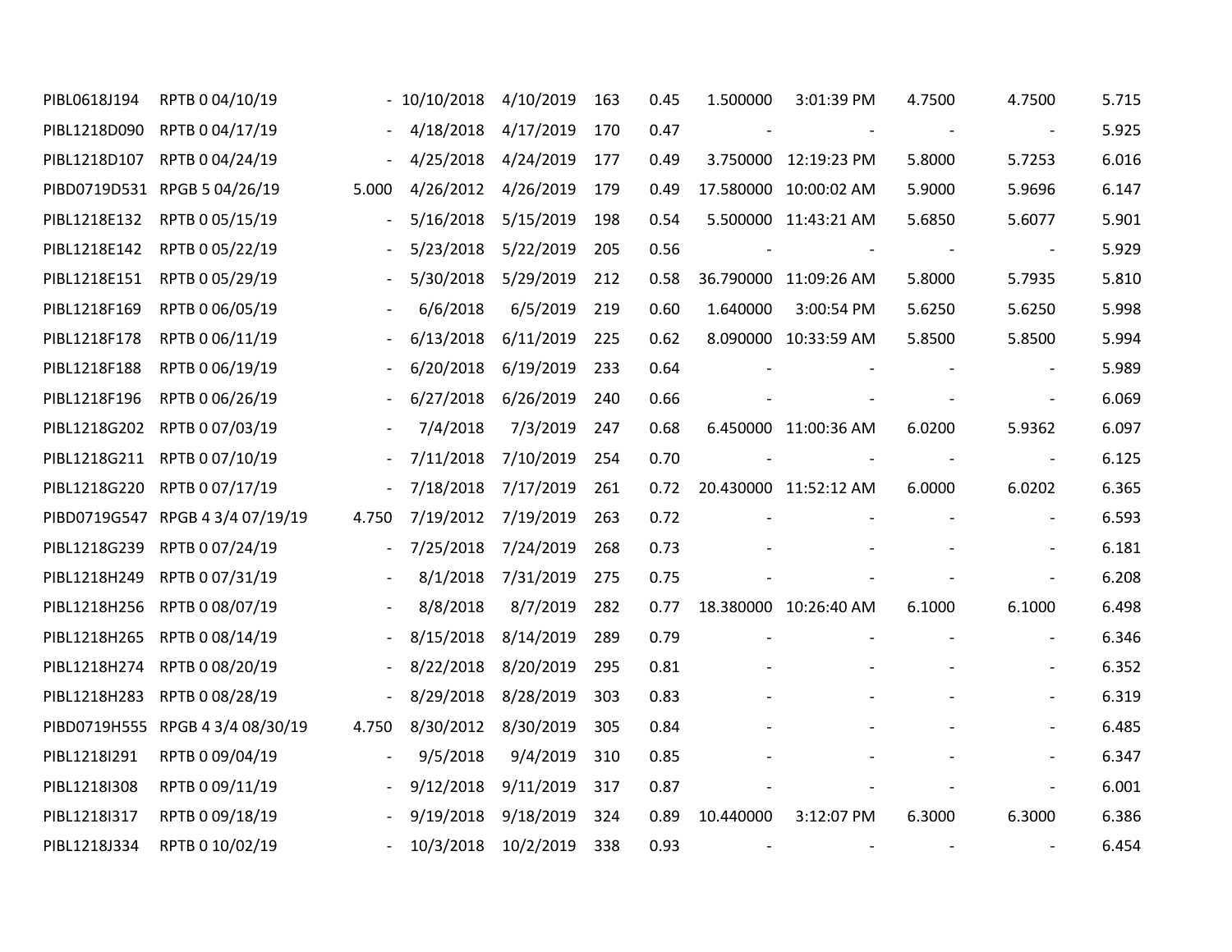| | | | | | | | | | | | |
|---|---|---|---|---|---|---|---|---|---|---|---|
| PIBL0618J194 | RPTB 0 04/10/19 | - | 10/10/2018 | 4/10/2019 | 163 | 0.45 | 1.500000 | 3:01:39 PM | 4.7500 | 4.7500 | 5.715 |
| PIBL1218D090 | RPTB 0 04/17/19 | - | 4/18/2018 | 4/17/2019 | 170 | 0.47 | - | - | - | - | 5.925 |
| PIBL1218D107 | RPTB 0 04/24/19 | - | 4/25/2018 | 4/24/2019 | 177 | 0.49 | 3.750000 | 12:19:23 PM | 5.8000 | 5.7253 | 6.016 |
| PIBD0719D531 | RPGB 5 04/26/19 | 5.000 | 4/26/2012 | 4/26/2019 | 179 | 0.49 | 17.580000 | 10:00:02 AM | 5.9000 | 5.9696 | 6.147 |
| PIBL1218E132 | RPTB 0 05/15/19 | - | 5/16/2018 | 5/15/2019 | 198 | 0.54 | 5.500000 | 11:43:21 AM | 5.6850 | 5.6077 | 5.901 |
| PIBL1218E142 | RPTB 0 05/22/19 | - | 5/23/2018 | 5/22/2019 | 205 | 0.56 | - | - | - | - | 5.929 |
| PIBL1218E151 | RPTB 0 05/29/19 | - | 5/30/2018 | 5/29/2019 | 212 | 0.58 | 36.790000 | 11:09:26 AM | 5.8000 | 5.7935 | 5.810 |
| PIBL1218F169 | RPTB 0 06/05/19 | - | 6/6/2018 | 6/5/2019 | 219 | 0.60 | 1.640000 | 3:00:54 PM | 5.6250 | 5.6250 | 5.998 |
| PIBL1218F178 | RPTB 0 06/11/19 | - | 6/13/2018 | 6/11/2019 | 225 | 0.62 | 8.090000 | 10:33:59 AM | 5.8500 | 5.8500 | 5.994 |
| PIBL1218F188 | RPTB 0 06/19/19 | - | 6/20/2018 | 6/19/2019 | 233 | 0.64 | - | - | - | - | 5.989 |
| PIBL1218F196 | RPTB 0 06/26/19 | - | 6/27/2018 | 6/26/2019 | 240 | 0.66 | - | - | - | - | 6.069 |
| PIBL1218G202 | RPTB 0 07/03/19 | - | 7/4/2018 | 7/3/2019 | 247 | 0.68 | 6.450000 | 11:00:36 AM | 6.0200 | 5.9362 | 6.097 |
| PIBL1218G211 | RPTB 0 07/10/19 | - | 7/11/2018 | 7/10/2019 | 254 | 0.70 | - | - | - | - | 6.125 |
| PIBL1218G220 | RPTB 0 07/17/19 | - | 7/18/2018 | 7/17/2019 | 261 | 0.72 | 20.430000 | 11:52:12 AM | 6.0000 | 6.0202 | 6.365 |
| PIBD0719G547 | RPGB 4 3/4 07/19/19 | 4.750 | 7/19/2012 | 7/19/2019 | 263 | 0.72 | - | - | - | - | 6.593 |
| PIBL1218G239 | RPTB 0 07/24/19 | - | 7/25/2018 | 7/24/2019 | 268 | 0.73 | - | - | - | - | 6.181 |
| PIBL1218H249 | RPTB 0 07/31/19 | - | 8/1/2018 | 7/31/2019 | 275 | 0.75 | - | - | - | - | 6.208 |
| PIBL1218H256 | RPTB 0 08/07/19 | - | 8/8/2018 | 8/7/2019 | 282 | 0.77 | 18.380000 | 10:26:40 AM | 6.1000 | 6.1000 | 6.498 |
| PIBL1218H265 | RPTB 0 08/14/19 | - | 8/15/2018 | 8/14/2019 | 289 | 0.79 | - | - | - | - | 6.346 |
| PIBL1218H274 | RPTB 0 08/20/19 | - | 8/22/2018 | 8/20/2019 | 295 | 0.81 | - | - | - | - | 6.352 |
| PIBL1218H283 | RPTB 0 08/28/19 | - | 8/29/2018 | 8/28/2019 | 303 | 0.83 | - | - | - | - | 6.319 |
| PIBD0719H555 | RPGB 4 3/4 08/30/19 | 4.750 | 8/30/2012 | 8/30/2019 | 305 | 0.84 | - | - | - | - | 6.485 |
| PIBL1218I291 | RPTB 0 09/04/19 | - | 9/5/2018 | 9/4/2019 | 310 | 0.85 | - | - | - | - | 6.347 |
| PIBL1218I308 | RPTB 0 09/11/19 | - | 9/12/2018 | 9/11/2019 | 317 | 0.87 | - | - | - | - | 6.001 |
| PIBL1218I317 | RPTB 0 09/18/19 | - | 9/19/2018 | 9/18/2019 | 324 | 0.89 | 10.440000 | 3:12:07 PM | 6.3000 | 6.3000 | 6.386 |
| PIBL1218J334 | RPTB 0 10/02/19 | - | 10/3/2018 | 10/2/2019 | 338 | 0.93 | - | - | - | - | 6.454 |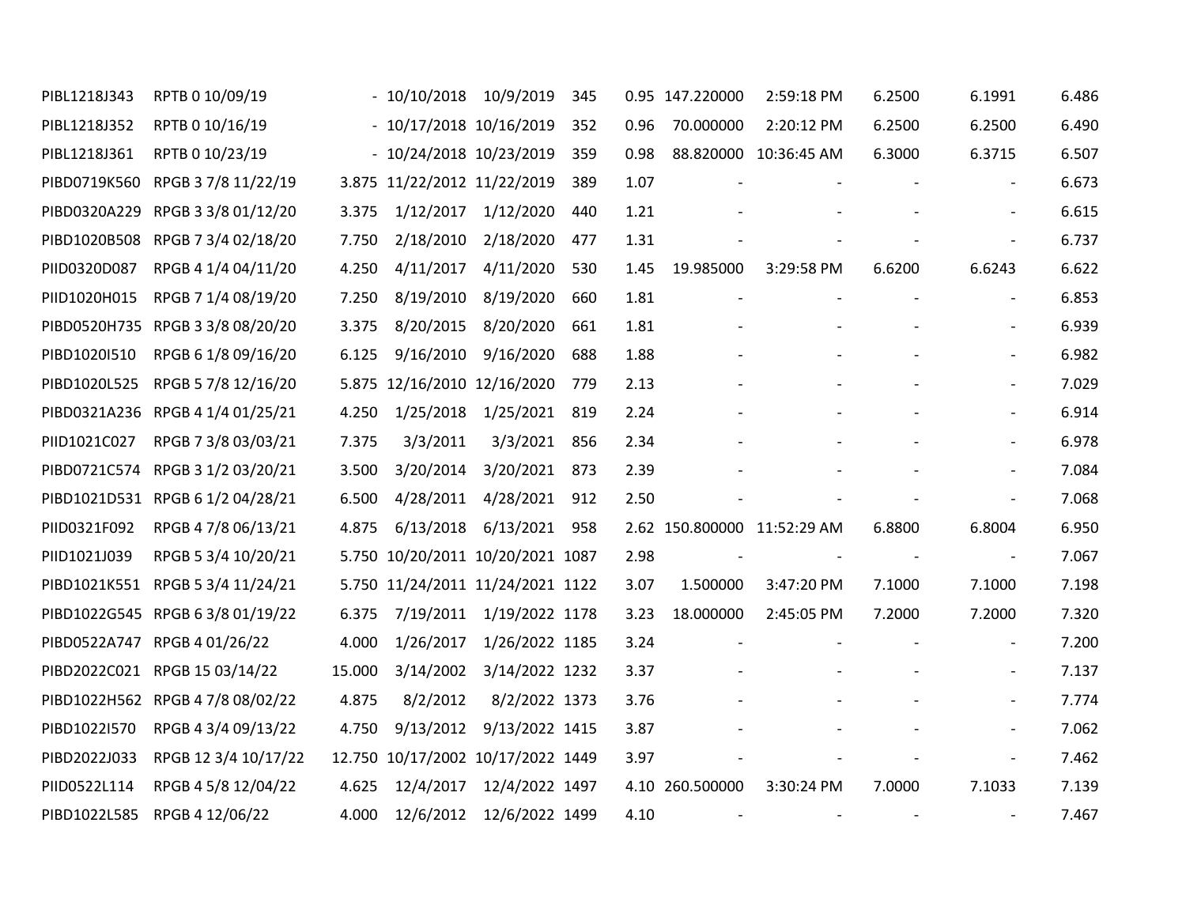| | | | | | | | | | | | |
|---|---|---|---|---|---|---|---|---|---|---|---|
| PIBL1218J343 | RPTB 0 10/09/19 | - | 10/10/2018 | 10/9/2019 | 345 | 0.95 | 147.220000 | 2:59:18 PM | 6.2500 | 6.1991 | 6.486 |
| PIBL1218J352 | RPTB 0 10/16/19 | - | 10/17/2018 | 10/16/2019 | 352 | 0.96 | 70.000000 | 2:20:12 PM | 6.2500 | 6.2500 | 6.490 |
| PIBL1218J361 | RPTB 0 10/23/19 | - | 10/24/2018 | 10/23/2019 | 359 | 0.98 | 88.820000 | 10:36:45 AM | 6.3000 | 6.3715 | 6.507 |
| PIBD0719K560 | RPGB 3 7/8 11/22/19 | 3.875 | 11/22/2012 | 11/22/2019 | 389 | 1.07 | - | - | - | - | 6.673 |
| PIBD0320A229 | RPGB 3 3/8 01/12/20 | 3.375 | 1/12/2017 | 1/12/2020 | 440 | 1.21 | - | - | - | - | 6.615 |
| PIBD1020B508 | RPGB 7 3/4 02/18/20 | 7.750 | 2/18/2010 | 2/18/2020 | 477 | 1.31 | - | - | - | - | 6.737 |
| PIID0320D087 | RPGB 4 1/4 04/11/20 | 4.250 | 4/11/2017 | 4/11/2020 | 530 | 1.45 | 19.985000 | 3:29:58 PM | 6.6200 | 6.6243 | 6.622 |
| PIID1020H015 | RPGB 7 1/4 08/19/20 | 7.250 | 8/19/2010 | 8/19/2020 | 660 | 1.81 | - | - | - | - | 6.853 |
| PIBD0520H735 | RPGB 3 3/8 08/20/20 | 3.375 | 8/20/2015 | 8/20/2020 | 661 | 1.81 | - | - | - | - | 6.939 |
| PIBD1020I510 | RPGB 6 1/8 09/16/20 | 6.125 | 9/16/2010 | 9/16/2020 | 688 | 1.88 | - | - | - | - | 6.982 |
| PIBD1020L525 | RPGB 5 7/8 12/16/20 | 5.875 | 12/16/2010 | 12/16/2020 | 779 | 2.13 | - | - | - | - | 7.029 |
| PIBD0321A236 | RPGB 4 1/4 01/25/21 | 4.250 | 1/25/2018 | 1/25/2021 | 819 | 2.24 | - | - | - | - | 6.914 |
| PIID1021C027 | RPGB 7 3/8 03/03/21 | 7.375 | 3/3/2011 | 3/3/2021 | 856 | 2.34 | - | - | - | - | 6.978 |
| PIBD0721C574 | RPGB 3 1/2 03/20/21 | 3.500 | 3/20/2014 | 3/20/2021 | 873 | 2.39 | - | - | - | - | 7.084 |
| PIBD1021D531 | RPGB 6 1/2 04/28/21 | 6.500 | 4/28/2011 | 4/28/2021 | 912 | 2.50 | - | - | - | - | 7.068 |
| PIID0321F092 | RPGB 4 7/8 06/13/21 | 4.875 | 6/13/2018 | 6/13/2021 | 958 | 2.62 | 150.800000 | 11:52:29 AM | 6.8800 | 6.8004 | 6.950 |
| PIID1021J039 | RPGB 5 3/4 10/20/21 | 5.750 | 10/20/2011 | 10/20/2021 | 1087 | 2.98 | - | - | - | - | 7.067 |
| PIBD1021K551 | RPGB 5 3/4 11/24/21 | 5.750 | 11/24/2011 | 11/24/2021 | 1122 | 3.07 | 1.500000 | 3:47:20 PM | 7.1000 | 7.1000 | 7.198 |
| PIBD1022G545 | RPGB 6 3/8 01/19/22 | 6.375 | 7/19/2011 | 1/19/2022 | 1178 | 3.23 | 18.000000 | 2:45:05 PM | 7.2000 | 7.2000 | 7.320 |
| PIBD0522A747 | RPGB 4 01/26/22 | 4.000 | 1/26/2017 | 1/26/2022 | 1185 | 3.24 | - | - | - | - | 7.200 |
| PIBD2022C021 | RPGB 15 03/14/22 | 15.000 | 3/14/2002 | 3/14/2022 | 1232 | 3.37 | - | - | - | - | 7.137 |
| PIBD1022H562 | RPGB 4 7/8 08/02/22 | 4.875 | 8/2/2012 | 8/2/2022 | 1373 | 3.76 | - | - | - | - | 7.774 |
| PIBD1022I570 | RPGB 4 3/4 09/13/22 | 4.750 | 9/13/2012 | 9/13/2022 | 1415 | 3.87 | - | - | - | - | 7.062 |
| PIBD2022J033 | RPGB 12 3/4 10/17/22 | 12.750 | 10/17/2002 | 10/17/2022 | 1449 | 3.97 | - | - | - | - | 7.462 |
| PIID0522L114 | RPGB 4 5/8 12/04/22 | 4.625 | 12/4/2017 | 12/4/2022 | 1497 | 4.10 | 260.500000 | 3:30:24 PM | 7.0000 | 7.1033 | 7.139 |
| PIBD1022L585 | RPGB 4 12/06/22 | 4.000 | 12/6/2012 | 12/6/2022 | 1499 | 4.10 | - | - | - | - | 7.467 |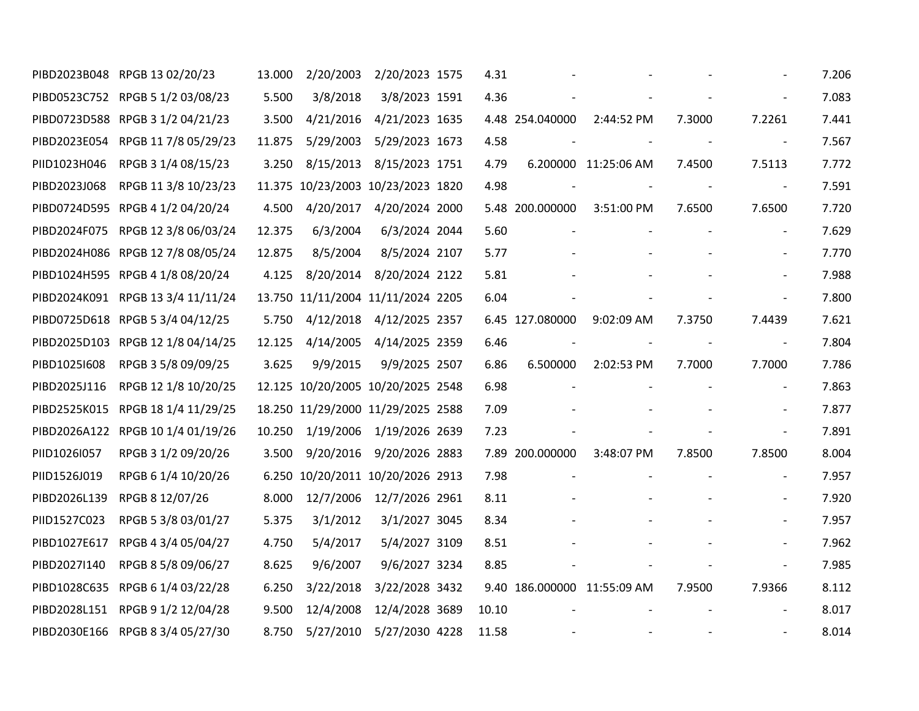| | | | | | | | | | | | |
|---|---|---|---|---|---|---|---|---|---|---|---|
| PIBD2023B048 | RPGB 13 02/20/23 | 13.000 | 2/20/2003 | 2/20/2023 | 1575 | 4.31 | - | - | - | - | 7.206 |
| PIBD0523C752 | RPGB 5 1/2 03/08/23 | 5.500 | 3/8/2018 | 3/8/2023 | 1591 | 4.36 | - | - | - | - | 7.083 |
| PIBD0723D588 | RPGB 3 1/2 04/21/23 | 3.500 | 4/21/2016 | 4/21/2023 | 1635 | 4.48 | 254.040000 | 2:44:52 PM | 7.3000 | 7.2261 | 7.441 |
| PIBD2023E054 | RPGB 11 7/8 05/29/23 | 11.875 | 5/29/2003 | 5/29/2023 | 1673 | 4.58 | - | - | - | - | 7.567 |
| PIID1023H046 | RPGB 3 1/4 08/15/23 | 3.250 | 8/15/2013 | 8/15/2023 | 1751 | 4.79 | 6.200000 | 11:25:06 AM | 7.4500 | 7.5113 | 7.772 |
| PIBD2023J068 | RPGB 11 3/8 10/23/23 | 11.375 | 10/23/2003 | 10/23/2023 | 1820 | 4.98 | - | - | - | - | 7.591 |
| PIBD0724D595 | RPGB 4 1/2 04/20/24 | 4.500 | 4/20/2017 | 4/20/2024 | 2000 | 5.48 | 200.000000 | 3:51:00 PM | 7.6500 | 7.6500 | 7.720 |
| PIBD2024F075 | RPGB 12 3/8 06/03/24 | 12.375 | 6/3/2004 | 6/3/2024 | 2044 | 5.60 | - | - | - | - | 7.629 |
| PIBD2024H086 | RPGB 12 7/8 08/05/24 | 12.875 | 8/5/2004 | 8/5/2024 | 2107 | 5.77 | - | - | - | - | 7.770 |
| PIBD1024H595 | RPGB 4 1/8 08/20/24 | 4.125 | 8/20/2014 | 8/20/2024 | 2122 | 5.81 | - | - | - | - | 7.988 |
| PIBD2024K091 | RPGB 13 3/4 11/11/24 | 13.750 | 11/11/2004 | 11/11/2024 | 2205 | 6.04 | - | - | - | - | 7.800 |
| PIBD0725D618 | RPGB 5 3/4 04/12/25 | 5.750 | 4/12/2018 | 4/12/2025 | 2357 | 6.45 | 127.080000 | 9:02:09 AM | 7.3750 | 7.4439 | 7.621 |
| PIBD2025D103 | RPGB 12 1/8 04/14/25 | 12.125 | 4/14/2005 | 4/14/2025 | 2359 | 6.46 | - | - | - | - | 7.804 |
| PIBD1025I608 | RPGB 3 5/8 09/09/25 | 3.625 | 9/9/2015 | 9/9/2025 | 2507 | 6.86 | 6.500000 | 2:02:53 PM | 7.7000 | 7.7000 | 7.786 |
| PIBD2025J116 | RPGB 12 1/8 10/20/25 | 12.125 | 10/20/2005 | 10/20/2025 | 2548 | 6.98 | - | - | - | - | 7.863 |
| PIBD2525K015 | RPGB 18 1/4 11/29/25 | 18.250 | 11/29/2000 | 11/29/2025 | 2588 | 7.09 | - | - | - | - | 7.877 |
| PIBD2026A122 | RPGB 10 1/4 01/19/26 | 10.250 | 1/19/2006 | 1/19/2026 | 2639 | 7.23 | - | - | - | - | 7.891 |
| PIID1026I057 | RPGB 3 1/2 09/20/26 | 3.500 | 9/20/2016 | 9/20/2026 | 2883 | 7.89 | 200.000000 | 3:48:07 PM | 7.8500 | 7.8500 | 8.004 |
| PIID1526J019 | RPGB 6 1/4 10/20/26 | 6.250 | 10/20/2011 | 10/20/2026 | 2913 | 7.98 | - | - | - | - | 7.957 |
| PIBD2026L139 | RPGB 8 12/07/26 | 8.000 | 12/7/2006 | 12/7/2026 | 2961 | 8.11 | - | - | - | - | 7.920 |
| PIID1527C023 | RPGB 5 3/8 03/01/27 | 5.375 | 3/1/2012 | 3/1/2027 | 3045 | 8.34 | - | - | - | - | 7.957 |
| PIBD1027E617 | RPGB 4 3/4 05/04/27 | 4.750 | 5/4/2017 | 5/4/2027 | 3109 | 8.51 | - | - | - | - | 7.962 |
| PIBD2027I140 | RPGB 8 5/8 09/06/27 | 8.625 | 9/6/2007 | 9/6/2027 | 3234 | 8.85 | - | - | - | - | 7.985 |
| PIBD1028C635 | RPGB 6 1/4 03/22/28 | 6.250 | 3/22/2018 | 3/22/2028 | 3432 | 9.40 | 186.000000 | 11:55:09 AM | 7.9500 | 7.9366 | 8.112 |
| PIBD2028L151 | RPGB 9 1/2 12/04/28 | 9.500 | 12/4/2008 | 12/4/2028 | 3689 | 10.10 | - | - | - | - | 8.017 |
| PIBD2030E166 | RPGB 8 3/4 05/27/30 | 8.750 | 5/27/2010 | 5/27/2030 | 4228 | 11.58 | - | - | - | - | 8.014 |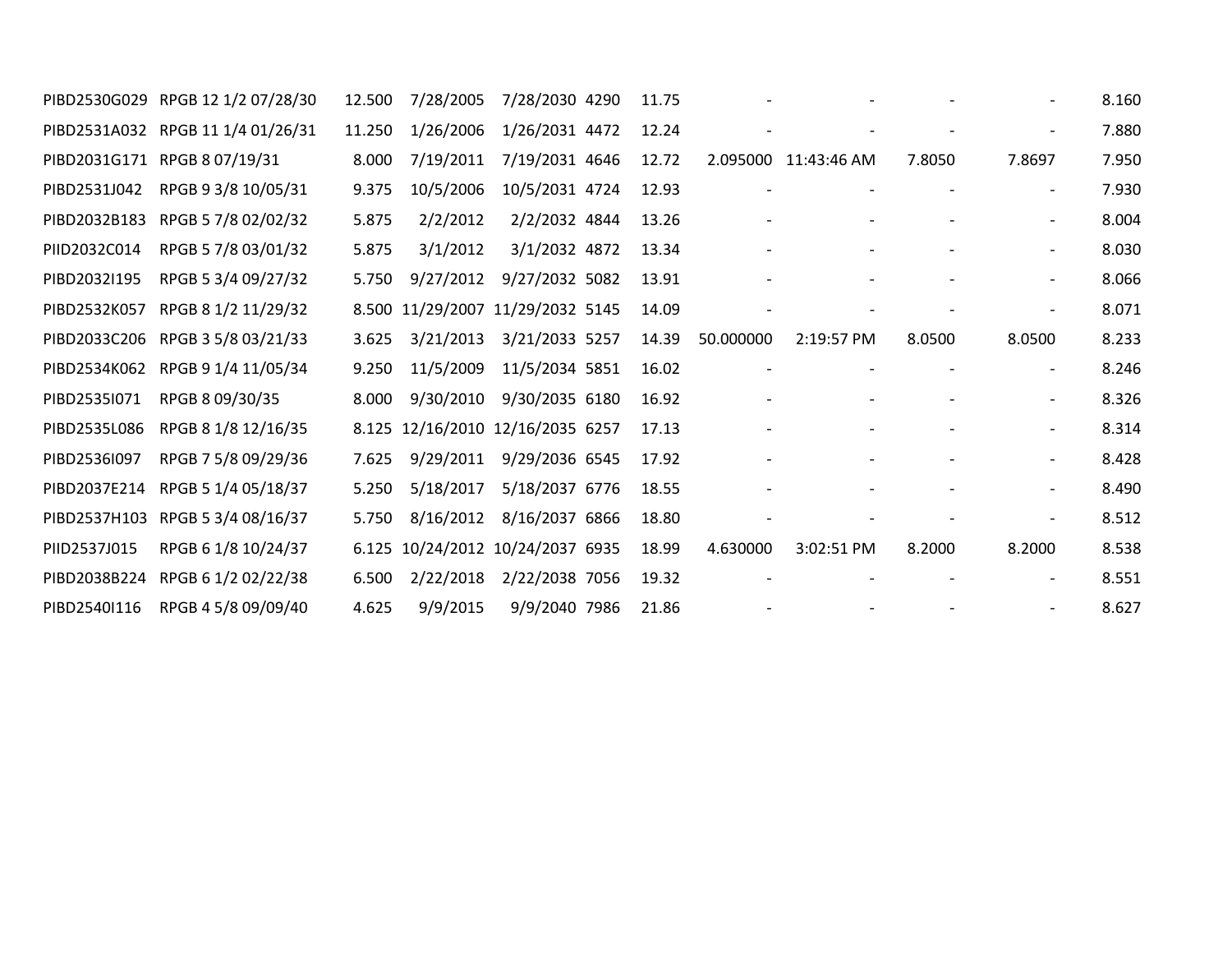| | | | | | | | | | | | |
|---|---|---|---|---|---|---|---|---|---|---|---|
| PIBD2530G029 | RPGB 12 1/2 07/28/30 | 12.500 | 7/28/2005 | 7/28/2030 | 4290 | 11.75 | - | - | - | - | 8.160 |
| PIBD2531A032 | RPGB 11 1/4 01/26/31 | 11.250 | 1/26/2006 | 1/26/2031 | 4472 | 12.24 | - | - | - | - | 7.880 |
| PIBD2031G171 | RPGB 8 07/19/31 | 8.000 | 7/19/2011 | 7/19/2031 | 4646 | 12.72 | 2.095000 | 11:43:46 AM | 7.8050 | 7.8697 | 7.950 |
| PIBD2531J042 | RPGB 9 3/8 10/05/31 | 9.375 | 10/5/2006 | 10/5/2031 | 4724 | 12.93 | - | - | - | - | 7.930 |
| PIBD2032B183 | RPGB 5 7/8 02/02/32 | 5.875 | 2/2/2012 | 2/2/2032 | 4844 | 13.26 | - | - | - | - | 8.004 |
| PIID2032C014 | RPGB 5 7/8 03/01/32 | 5.875 | 3/1/2012 | 3/1/2032 | 4872 | 13.34 | - | - | - | - | 8.030 |
| PIBD2032I195 | RPGB 5 3/4 09/27/32 | 5.750 | 9/27/2012 | 9/27/2032 | 5082 | 13.91 | - | - | - | - | 8.066 |
| PIBD2532K057 | RPGB 8 1/2 11/29/32 | 8.500 | 11/29/2007 | 11/29/2032 | 5145 | 14.09 | - | - | - | - | 8.071 |
| PIBD2033C206 | RPGB 3 5/8 03/21/33 | 3.625 | 3/21/2013 | 3/21/2033 | 5257 | 14.39 | 50.000000 | 2:19:57 PM | 8.0500 | 8.0500 | 8.233 |
| PIBD2534K062 | RPGB 9 1/4 11/05/34 | 9.250 | 11/5/2009 | 11/5/2034 | 5851 | 16.02 | - | - | - | - | 8.246 |
| PIBD2535I071 | RPGB 8 09/30/35 | 8.000 | 9/30/2010 | 9/30/2035 | 6180 | 16.92 | - | - | - | - | 8.326 |
| PIBD2535L086 | RPGB 8 1/8 12/16/35 | 8.125 | 12/16/2010 | 12/16/2035 | 6257 | 17.13 | - | - | - | - | 8.314 |
| PIBD2536I097 | RPGB 7 5/8 09/29/36 | 7.625 | 9/29/2011 | 9/29/2036 | 6545 | 17.92 | - | - | - | - | 8.428 |
| PIBD2037E214 | RPGB 5 1/4 05/18/37 | 5.250 | 5/18/2017 | 5/18/2037 | 6776 | 18.55 | - | - | - | - | 8.490 |
| PIBD2537H103 | RPGB 5 3/4 08/16/37 | 5.750 | 8/16/2012 | 8/16/2037 | 6866 | 18.80 | - | - | - | - | 8.512 |
| PIID2537J015 | RPGB 6 1/8 10/24/37 | 6.125 | 10/24/2012 | 10/24/2037 | 6935 | 18.99 | 4.630000 | 3:02:51 PM | 8.2000 | 8.2000 | 8.538 |
| PIBD2038B224 | RPGB 6 1/2 02/22/38 | 6.500 | 2/22/2018 | 2/22/2038 | 7056 | 19.32 | - | - | - | - | 8.551 |
| PIBD2540I116 | RPGB 4 5/8 09/09/40 | 4.625 | 9/9/2015 | 9/9/2040 | 7986 | 21.86 | - | - | - | - | 8.627 |